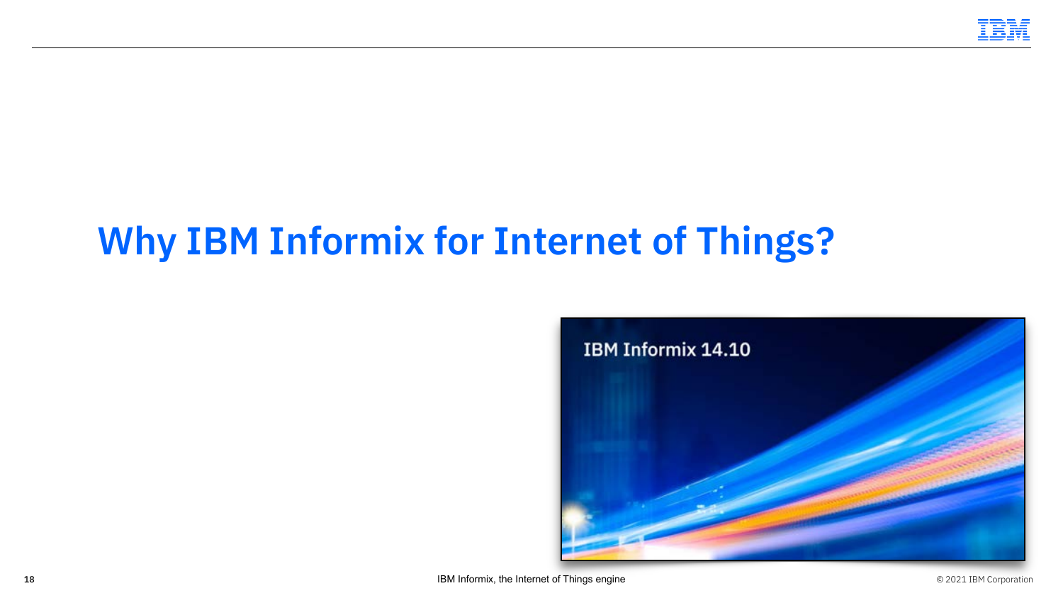# Why IBM Informix for Internet of Things?

IBM Informix 14.10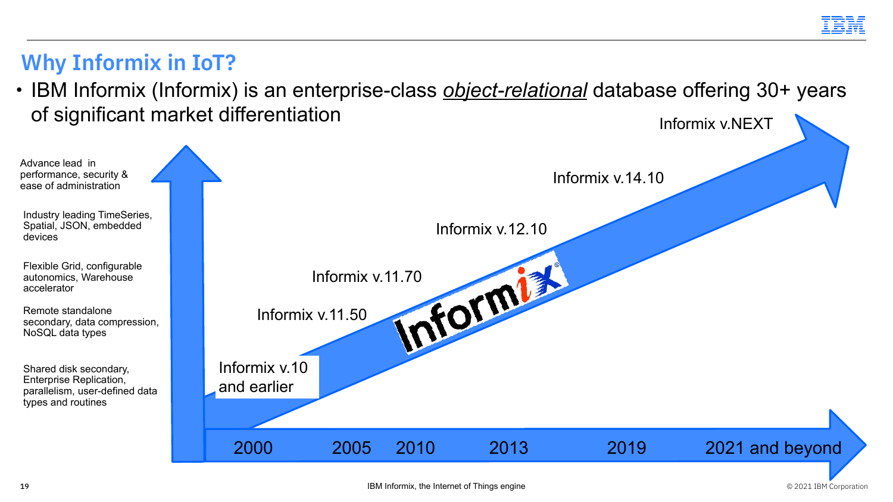## Why Informix in IoT?

- IBM Informix (Informix) is an enterprise-class *object-relational* database offering 30+ years of significant market differentiation

Advance lead in performance, security & ease of administration

Industry leading TimeSeries, Spatial, JSON, embedded devices

Flexible Grid, configurable autonomics, Warehouse accelerator

Remote standalone secondary, data compression, NoSQL data types

Shared disk secondary, Enterprise Replication, parallelism, user-defined data types and routines

Informix v.10 and earlier

Informix v.11.50

Informix v.11.70

Informix v.12.10

Informix v.14.10

Informix v.NEXT

2000 | 2005 | 2010 | 2013 | 2019 | 2021 and beyond

Informix

IBM Informix, the Internet of Things engine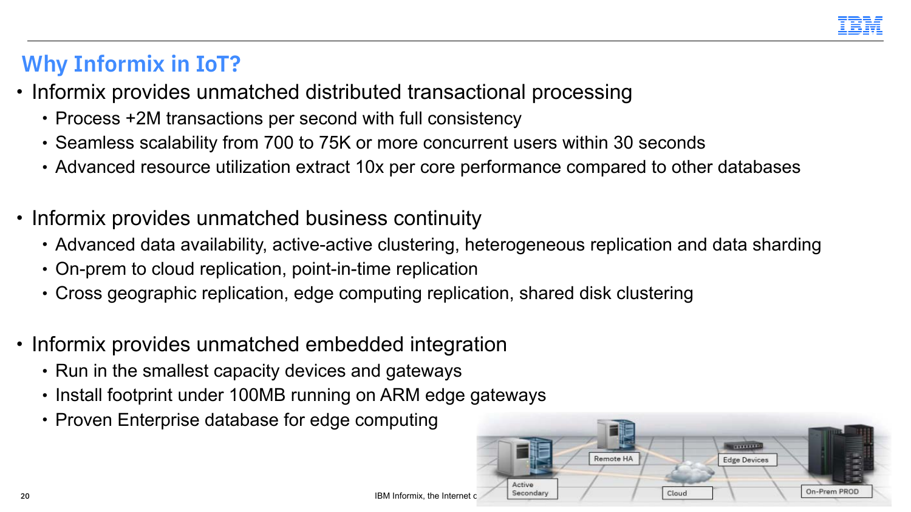## Why Informix in IoT?

- Informix provides unmatched distributed transactional processing
  - Process +2M transactions per second with full consistency
  - Seamless scalability from 700 to 75K or more concurrent users within 30 seconds
  - Advanced resource utilization extract 10x per core performance compared to other databases

- Informix provides unmatched business continuity
  - Advanced data availability, active-active clustering, heterogeneous replication and data sharding
  - On-prem to cloud replication, point-in-time replication
  - Cross geographic replication, edge computing replication, shared disk clustering

- Informix provides unmatched embedded integration
  - Run in the smallest capacity devices and gateways
  - Install footprint under 100MB running on ARM edge gateways
  - Proven Enterprise database for edge computing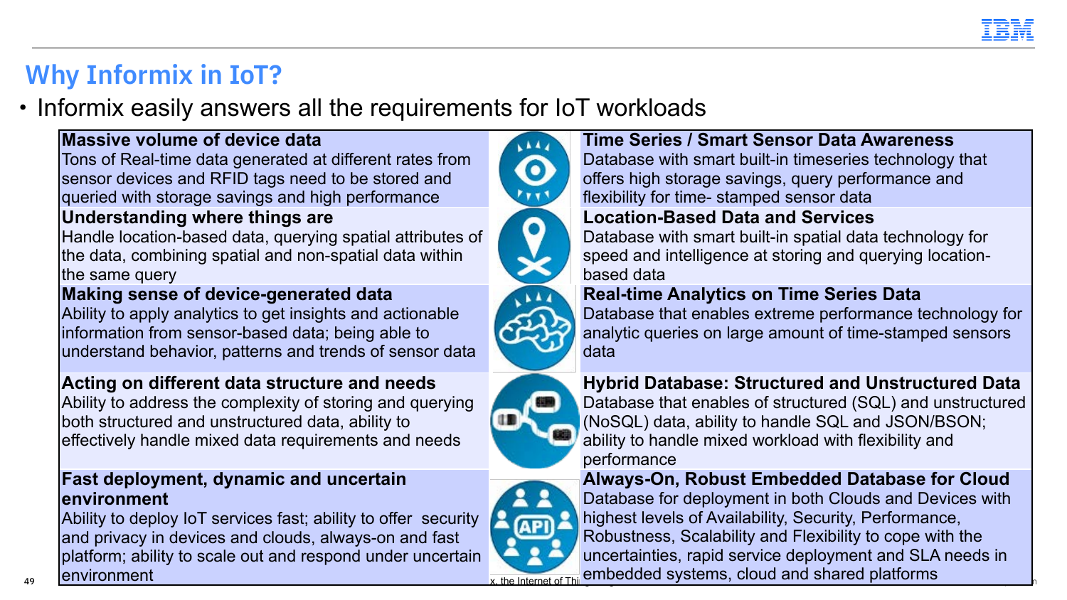## Why Informix in IoT?

- Informix easily answers all the requirements for IoT workloads

| | |
|---|---|
| **Massive volume of device data**<br>Tons of Real-time data generated at different rates from sensor devices and RFID tags need to be stored and queried with storage savings and high performance | **Time Series / Smart Sensor Data Awareness**<br>Database with smart built-in timeseries technology that offers high storage savings, query performance and flexibility for time- stamped sensor data |
| **Understanding where things are**<br>Handle location-based data, querying spatial attributes of the data, combining spatial and non-spatial data within the same query | **Location-Based Data and Services**<br>Database with smart built-in spatial data technology for speed and intelligence at storing and querying location-based data |
| **Making sense of device-generated data**<br>Ability to apply analytics to get insights and actionable information from sensor-based data; being able to understand behavior, patterns and trends of sensor data | **Real-time Analytics on Time Series Data**<br>Database that enables extreme performance technology for analytic queries on large amount of time-stamped sensors data |
| **Acting on different data structure and needs**<br>Ability to address the complexity of storing and querying both structured and unstructured data, ability to effectively handle mixed data requirements and needs | **Hybrid Database: Structured and Unstructured Data**<br>Database that enables of structured (SQL) and unstructured (NoSQL) data, ability to handle SQL and JSON/BSON; ability to handle mixed workload with flexibility and performance |
| **Fast deployment, dynamic and uncertain environment**<br>Ability to deploy IoT services fast; ability to offer security and privacy in devices and clouds, always-on and fast platform; ability to scale out and respond under uncertain environment | **Always-On, Robust Embedded Database for Cloud**<br>Database for deployment in both Clouds and Devices with highest levels of Availability, Security, Performance, Robustness, Scalability and Flexibility to cope with the uncertainties, rapid service deployment and SLA needs in embedded systems, cloud and shared platforms |